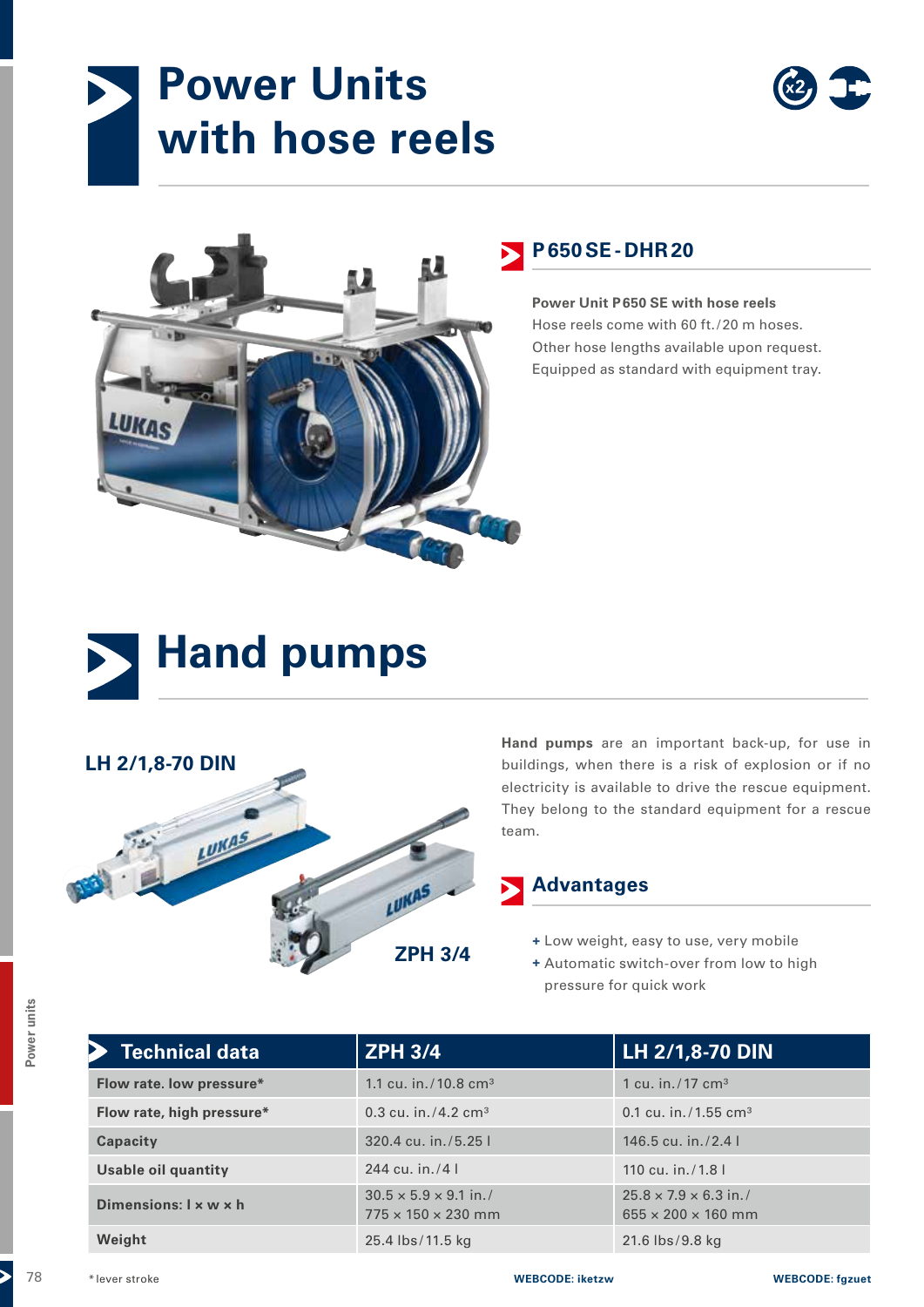# Power Units with hose reels

## P650 SE - DHR 20

**Power Unit P650 SE with hose reels**
Hose reels come with 60 ft./20 m hoses.
Other hose lengths available upon request.
Equipped as standard with equipment tray.

# Hand pumps

LH 2/1,8-70 DIN

ZPH 3/4

**Hand pumps** are an important back-up, for use in buildings, when there is a risk of explosion or if no electricity is available to drive the rescue equipment. They belong to the standard equipment for a rescue team.

## Advantages

+ Low weight, easy to use, very mobile
+ Automatic switch-over from low to high pressure for quick work

| Technical data | ZPH 3/4 | LH 2/1,8-70 DIN |
|---|---|---|
| Flow rate. low pressure* | 1.1 cu. in./10.8 cm³ | 1 cu. in./17 cm³ |
| Flow rate, high pressure* | 0.3 cu. in./4.2 cm³ | 0.1 cu. in./1.55 cm³ |
| Capacity | 320.4 cu. in./5.25 l | 146.5 cu. in./2.4 l |
| Usable oil quantity | 244 cu. in./4 l | 110 cu. in./1.8 l |
| Dimensions: l × w × h | 30.5 × 5.9 × 9.1 in./ 775 × 150 × 230 mm | 25.8 × 7.9 × 6.3 in./ 655 × 200 × 160 mm |
| Weight | 25.4 lbs/11.5 kg | 21.6 lbs/9.8 kg |
| | WEBCODE: iketzw | WEBCODE: fgzuet |

* lever stroke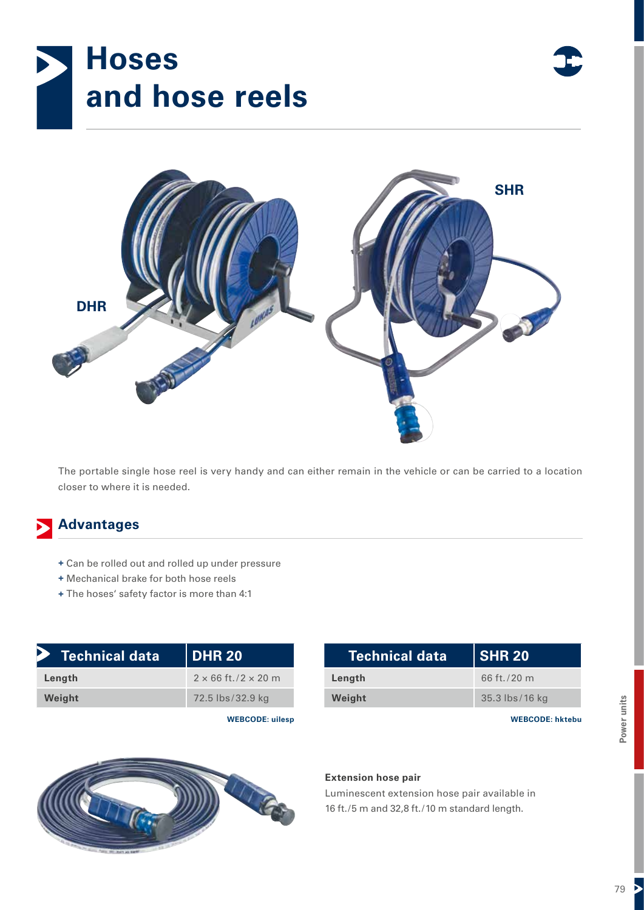# Hoses and hose reels

DHR

SHR

The portable single hose reel is very handy and can either remain in the vehicle or can be carried to a location closer to where it is needed.

## Advantages

+ Can be rolled out and rolled up under pressure
+ Mechanical brake for both hose reels
+ The hoses' safety factor is more than 4:1

| Technical data | DHR 20 |
|---|---|
| **Length** | 2 × 66 ft./2 × 20 m |
| **Weight** | 72.5 lbs/32.9 kg |

**WEBCODE: uilesp**

| Technical data | SHR 20 |
|---|---|
| **Length** | 66 ft./20 m |
| **Weight** | 35.3 lbs/16 kg |

**WEBCODE: hktebu**

**Extension hose pair**

Luminescent extension hose pair available in 16 ft./5 m and 32,8 ft./10 m standard length.

Power units